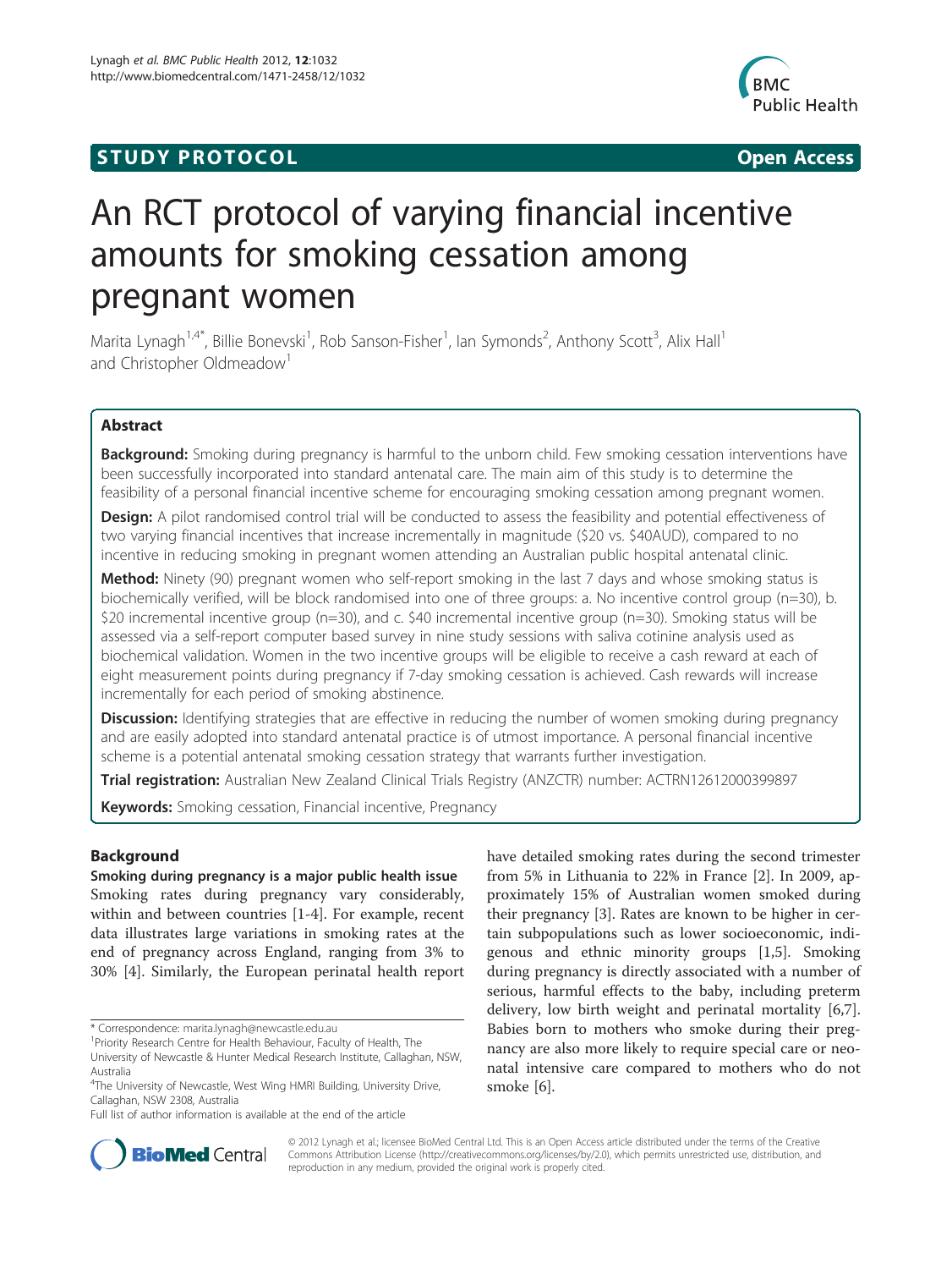STUDY PROTOCOL

Open Access

# An RCT protocol of varying financial incentive amounts for smoking cessation among pregnant women

Marita Lynagh[1,4*], Billie Bonevski[1], Rob Sanson-Fisher[1], Ian Symonds[2], Anthony Scott[3], Alix Hall[1] and Christopher Oldmeadow[1]

## Abstract

**Background:** Smoking during pregnancy is harmful to the unborn child. Few smoking cessation interventions have been successfully incorporated into standard antenatal care. The main aim of this study is to determine the feasibility of a personal financial incentive scheme for encouraging smoking cessation among pregnant women.

**Design:** A pilot randomised control trial will be conducted to assess the feasibility and potential effectiveness of two varying financial incentives that increase incrementally in magnitude ($20 vs. $40AUD), compared to no incentive in reducing smoking in pregnant women attending an Australian public hospital antenatal clinic.

**Method:** Ninety (90) pregnant women who self-report smoking in the last 7 days and whose smoking status is biochemically verified, will be block randomised into one of three groups: a. No incentive control group (n=30), b. $20 incremental incentive group (n=30), and c. $40 incremental incentive group (n=30). Smoking status will be assessed via a self-report computer based survey in nine study sessions with saliva cotinine analysis used as biochemical validation. Women in the two incentive groups will be eligible to receive a cash reward at each of eight measurement points during pregnancy if 7-day smoking cessation is achieved. Cash rewards will increase incrementally for each period of smoking abstinence.

**Discussion:** Identifying strategies that are effective in reducing the number of women smoking during pregnancy and are easily adopted into standard antenatal practice is of utmost importance. A personal financial incentive scheme is a potential antenatal smoking cessation strategy that warrants further investigation.

**Trial registration:** Australian New Zealand Clinical Trials Registry (ANZCTR) number: ACTRN12612000399897

**Keywords:** Smoking cessation, Financial incentive, Pregnancy

## Background

### Smoking during pregnancy is a major public health issue

Smoking rates during pregnancy vary considerably, within and between countries [1-4]. For example, recent data illustrates large variations in smoking rates at the end of pregnancy across England, ranging from 3% to 30% [4]. Similarly, the European perinatal health report have detailed smoking rates during the second trimester from 5% in Lithuania to 22% in France [2]. In 2009, approximately 15% of Australian women smoked during their pregnancy [3]. Rates are known to be higher in certain subpopulations such as lower socioeconomic, indigenous and ethnic minority groups [1,5]. Smoking during pregnancy is directly associated with a number of serious, harmful effects to the baby, including preterm delivery, low birth weight and perinatal mortality [6,7]. Babies born to mothers who smoke during their pregnancy are also more likely to require special care or neonatal intensive care compared to mothers who do not smoke [6].

* Correspondence: marita.lynagh@newcastle.edu.au
[1]Priority Research Centre for Health Behaviour, Faculty of Health, The University of Newcastle & Hunter Medical Research Institute, Callaghan, NSW, Australia
[4]The University of Newcastle, West Wing HMRI Building, University Drive, Callaghan, NSW 2308, Australia
Full list of author information is available at the end of the article

© 2012 Lynagh et al.; licensee BioMed Central Ltd. This is an Open Access article distributed under the terms of the Creative Commons Attribution License (http://creativecommons.org/licenses/by/2.0), which permits unrestricted use, distribution, and reproduction in any medium, provided the original work is properly cited.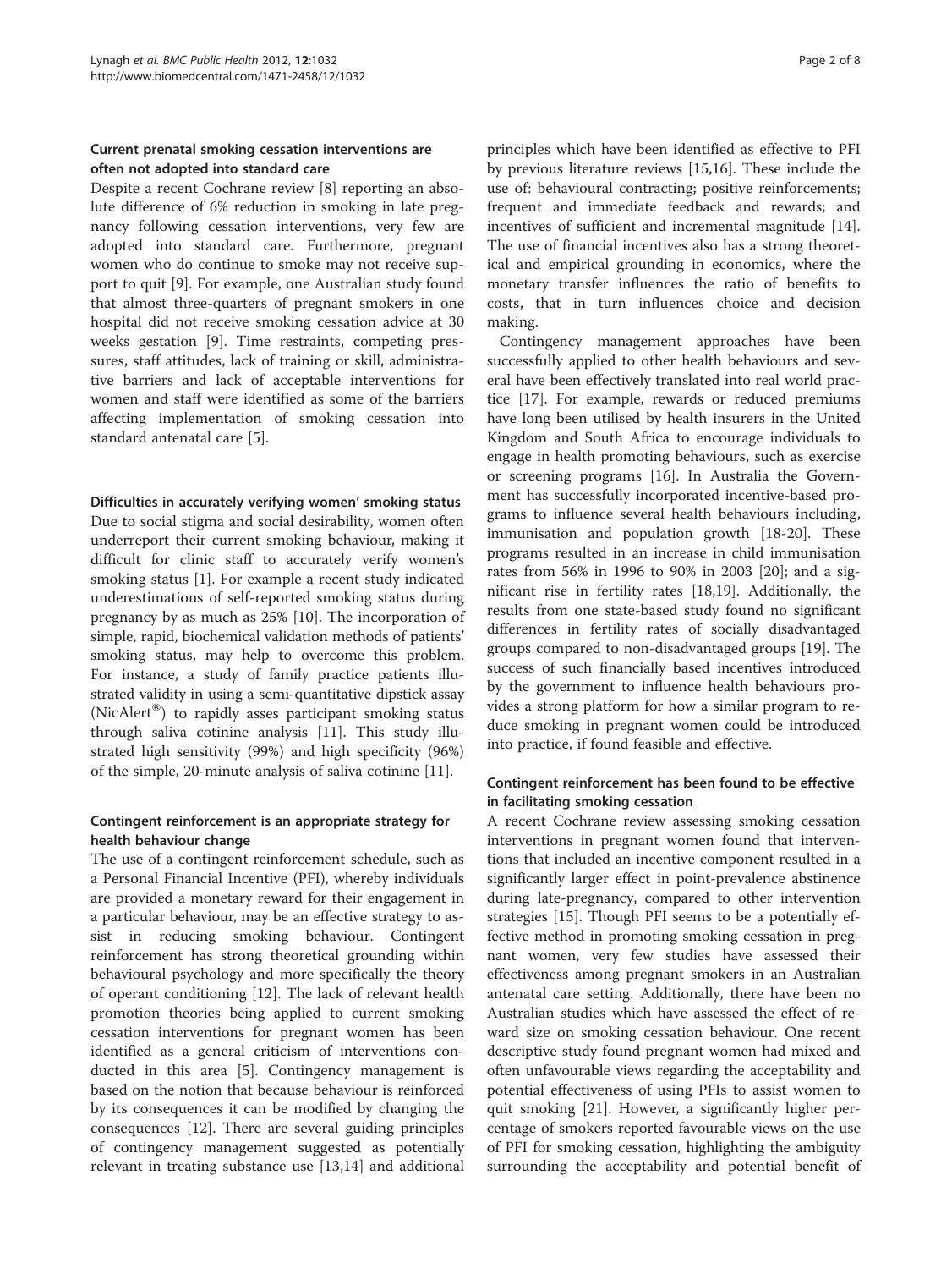### Current prenatal smoking cessation interventions are often not adopted into standard care

Despite a recent Cochrane review [8] reporting an absolute difference of 6% reduction in smoking in late pregnancy following cessation interventions, very few are adopted into standard care. Furthermore, pregnant women who do continue to smoke may not receive support to quit [9]. For example, one Australian study found that almost three-quarters of pregnant smokers in one hospital did not receive smoking cessation advice at 30 weeks gestation [9]. Time restraints, competing pressures, staff attitudes, lack of training or skill, administrative barriers and lack of acceptable interventions for women and staff were identified as some of the barriers affecting implementation of smoking cessation into standard antenatal care [5].

### Difficulties in accurately verifying women' smoking status

Due to social stigma and social desirability, women often underreport their current smoking behaviour, making it difficult for clinic staff to accurately verify women's smoking status [1]. For example a recent study indicated underestimations of self-reported smoking status during pregnancy by as much as 25% [10]. The incorporation of simple, rapid, biochemical validation methods of patients' smoking status, may help to overcome this problem. For instance, a study of family practice patients illustrated validity in using a semi-quantitative dipstick assay (NicAlert®) to rapidly asses participant smoking status through saliva cotinine analysis [11]. This study illustrated high sensitivity (99%) and high specificity (96%) of the simple, 20-minute analysis of saliva cotinine [11].

### Contingent reinforcement is an appropriate strategy for health behaviour change

The use of a contingent reinforcement schedule, such as a Personal Financial Incentive (PFI), whereby individuals are provided a monetary reward for their engagement in a particular behaviour, may be an effective strategy to assist in reducing smoking behaviour. Contingent reinforcement has strong theoretical grounding within behavioural psychology and more specifically the theory of operant conditioning [12]. The lack of relevant health promotion theories being applied to current smoking cessation interventions for pregnant women has been identified as a general criticism of interventions conducted in this area [5]. Contingency management is based on the notion that because behaviour is reinforced by its consequences it can be modified by changing the consequences [12]. There are several guiding principles of contingency management suggested as potentially relevant in treating substance use [13,14] and additional principles which have been identified as effective to PFI by previous literature reviews [15,16]. These include the use of: behavioural contracting; positive reinforcements; frequent and immediate feedback and rewards; and incentives of sufficient and incremental magnitude [14]. The use of financial incentives also has a strong theoretical and empirical grounding in economics, where the monetary transfer influences the ratio of benefits to costs, that in turn influences choice and decision making.

Contingency management approaches have been successfully applied to other health behaviours and several have been effectively translated into real world practice [17]. For example, rewards or reduced premiums have long been utilised by health insurers in the United Kingdom and South Africa to encourage individuals to engage in health promoting behaviours, such as exercise or screening programs [16]. In Australia the Government has successfully incorporated incentive-based programs to influence several health behaviours including, immunisation and population growth [18-20]. These programs resulted in an increase in child immunisation rates from 56% in 1996 to 90% in 2003 [20]; and a significant rise in fertility rates [18,19]. Additionally, the results from one state-based study found no significant differences in fertility rates of socially disadvantaged groups compared to non-disadvantaged groups [19]. The success of such financially based incentives introduced by the government to influence health behaviours provides a strong platform for how a similar program to reduce smoking in pregnant women could be introduced into practice, if found feasible and effective.

### Contingent reinforcement has been found to be effective in facilitating smoking cessation

A recent Cochrane review assessing smoking cessation interventions in pregnant women found that interventions that included an incentive component resulted in a significantly larger effect in point-prevalence abstinence during late-pregnancy, compared to other intervention strategies [15]. Though PFI seems to be a potentially effective method in promoting smoking cessation in pregnant women, very few studies have assessed their effectiveness among pregnant smokers in an Australian antenatal care setting. Additionally, there have been no Australian studies which have assessed the effect of reward size on smoking cessation behaviour. One recent descriptive study found pregnant women had mixed and often unfavourable views regarding the acceptability and potential effectiveness of using PFIs to assist women to quit smoking [21]. However, a significantly higher percentage of smokers reported favourable views on the use of PFI for smoking cessation, highlighting the ambiguity surrounding the acceptability and potential benefit of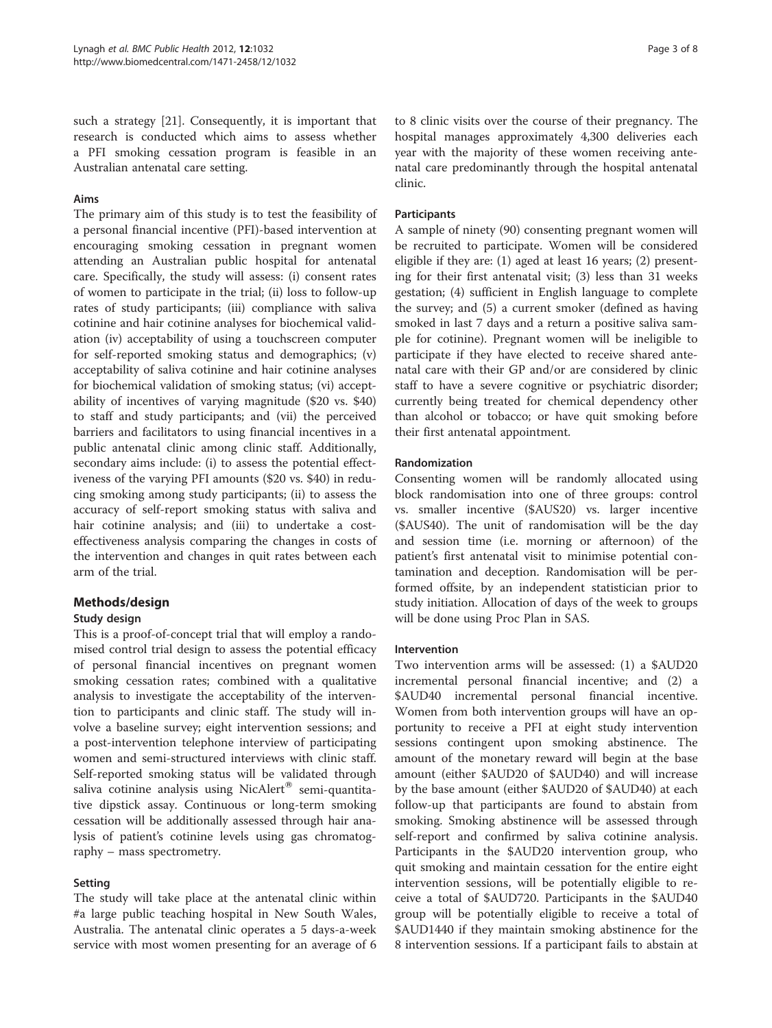such a strategy [21]. Consequently, it is important that research is conducted which aims to assess whether a PFI smoking cessation program is feasible in an Australian antenatal care setting.

### Aims

The primary aim of this study is to test the feasibility of a personal financial incentive (PFI)-based intervention at encouraging smoking cessation in pregnant women attending an Australian public hospital for antenatal care. Specifically, the study will assess: (i) consent rates of women to participate in the trial; (ii) loss to follow-up rates of study participants; (iii) compliance with saliva cotinine and hair cotinine analyses for biochemical validation (iv) acceptability of using a touchscreen computer for self-reported smoking status and demographics; (v) acceptability of saliva cotinine and hair cotinine analyses for biochemical validation of smoking status; (vi) acceptability of incentives of varying magnitude ($20 vs. $40) to staff and study participants; and (vii) the perceived barriers and facilitators to using financial incentives in a public antenatal clinic among clinic staff. Additionally, secondary aims include: (i) to assess the potential effectiveness of the varying PFI amounts ($20 vs. $40) in reducing smoking among study participants; (ii) to assess the accuracy of self-report smoking status with saliva and hair cotinine analysis; and (iii) to undertake a cost-effectiveness analysis comparing the changes in costs of the intervention and changes in quit rates between each arm of the trial.

## Methods/design

### Study design

This is a proof-of-concept trial that will employ a randomised control trial design to assess the potential efficacy of personal financial incentives on pregnant women smoking cessation rates; combined with a qualitative analysis to investigate the acceptability of the intervention to participants and clinic staff. The study will involve a baseline survey; eight intervention sessions; and a post-intervention telephone interview of participating women and semi-structured interviews with clinic staff. Self-reported smoking status will be validated through saliva cotinine analysis using NicAlert® semi-quantitative dipstick assay. Continuous or long-term smoking cessation will be additionally assessed through hair analysis of patient's cotinine levels using gas chromatography – mass spectrometry.

### Setting

The study will take place at the antenatal clinic within #a large public teaching hospital in New South Wales, Australia. The antenatal clinic operates a 5 days-a-week service with most women presenting for an average of 6 to 8 clinic visits over the course of their pregnancy. The hospital manages approximately 4,300 deliveries each year with the majority of these women receiving antenatal care predominantly through the hospital antenatal clinic.

### Participants

A sample of ninety (90) consenting pregnant women will be recruited to participate. Women will be considered eligible if they are: (1) aged at least 16 years; (2) presenting for their first antenatal visit; (3) less than 31 weeks gestation; (4) sufficient in English language to complete the survey; and (5) a current smoker (defined as having smoked in last 7 days and a return a positive saliva sample for cotinine). Pregnant women will be ineligible to participate if they have elected to receive shared antenatal care with their GP and/or are considered by clinic staff to have a severe cognitive or psychiatric disorder; currently being treated for chemical dependency other than alcohol or tobacco; or have quit smoking before their first antenatal appointment.

### Randomization

Consenting women will be randomly allocated using block randomisation into one of three groups: control vs. smaller incentive ($AUS20) vs. larger incentive ($AUS40). The unit of randomisation will be the day and session time (i.e. morning or afternoon) of the patient's first antenatal visit to minimise potential contamination and deception. Randomisation will be performed offsite, by an independent statistician prior to study initiation. Allocation of days of the week to groups will be done using Proc Plan in SAS.

### Intervention

Two intervention arms will be assessed: (1) a $AUD20 incremental personal financial incentive; and (2) a $AUD40 incremental personal financial incentive. Women from both intervention groups will have an opportunity to receive a PFI at eight study intervention sessions contingent upon smoking abstinence. The amount of the monetary reward will begin at the base amount (either $AUD20 of $AUD40) and will increase by the base amount (either $AUD20 of $AUD40) at each follow-up that participants are found to abstain from smoking. Smoking abstinence will be assessed through self-report and confirmed by saliva cotinine analysis. Participants in the $AUD20 intervention group, who quit smoking and maintain cessation for the entire eight intervention sessions, will be potentially eligible to receive a total of $AUD720. Participants in the $AUD40 group will be potentially eligible to receive a total of $AUD1440 if they maintain smoking abstinence for the 8 intervention sessions. If a participant fails to abstain at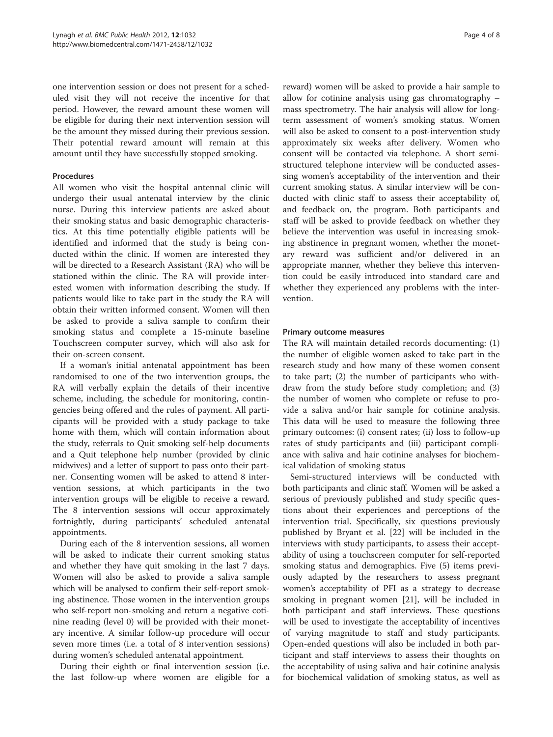one intervention session or does not present for a scheduled visit they will not receive the incentive for that period. However, the reward amount these women will be eligible for during their next intervention session will be the amount they missed during their previous session. Their potential reward amount will remain at this amount until they have successfully stopped smoking.

### Procedures

All women who visit the hospital antennal clinic will undergo their usual antenatal interview by the clinic nurse. During this interview patients are asked about their smoking status and basic demographic characteristics. At this time potentially eligible patients will be identified and informed that the study is being conducted within the clinic. If women are interested they will be directed to a Research Assistant (RA) who will be stationed within the clinic. The RA will provide interested women with information describing the study. If patients would like to take part in the study the RA will obtain their written informed consent. Women will then be asked to provide a saliva sample to confirm their smoking status and complete a 15-minute baseline Touchscreen computer survey, which will also ask for their on-screen consent.

If a woman's initial antenatal appointment has been randomised to one of the two intervention groups, the RA will verbally explain the details of their incentive scheme, including, the schedule for monitoring, contingencies being offered and the rules of payment. All participants will be provided with a study package to take home with them, which will contain information about the study, referrals to Quit smoking self-help documents and a Quit telephone help number (provided by clinic midwives) and a letter of support to pass onto their partner. Consenting women will be asked to attend 8 intervention sessions, at which participants in the two intervention groups will be eligible to receive a reward. The 8 intervention sessions will occur approximately fortnightly, during participants' scheduled antenatal appointments.

During each of the 8 intervention sessions, all women will be asked to indicate their current smoking status and whether they have quit smoking in the last 7 days. Women will also be asked to provide a saliva sample which will be analysed to confirm their self-report smoking abstinence. Those women in the intervention groups who self-report non-smoking and return a negative cotinine reading (level 0) will be provided with their monetary incentive. A similar follow-up procedure will occur seven more times (i.e. a total of 8 intervention sessions) during women's scheduled antenatal appointment.

During their eighth or final intervention session (i.e. the last follow-up where women are eligible for a reward) women will be asked to provide a hair sample to allow for cotinine analysis using gas chromatography – mass spectrometry. The hair analysis will allow for long-term assessment of women's smoking status. Women will also be asked to consent to a post-intervention study approximately six weeks after delivery. Women who consent will be contacted via telephone. A short semi-structured telephone interview will be conducted assessing women's acceptability of the intervention and their current smoking status. A similar interview will be conducted with clinic staff to assess their acceptability of, and feedback on, the program. Both participants and staff will be asked to provide feedback on whether they believe the intervention was useful in increasing smoking abstinence in pregnant women, whether the monetary reward was sufficient and/or delivered in an appropriate manner, whether they believe this intervention could be easily introduced into standard care and whether they experienced any problems with the intervention.

### Primary outcome measures

The RA will maintain detailed records documenting: (1) the number of eligible women asked to take part in the research study and how many of these women consent to take part; (2) the number of participants who withdraw from the study before study completion; and (3) the number of women who complete or refuse to provide a saliva and/or hair sample for cotinine analysis. This data will be used to measure the following three primary outcomes: (i) consent rates; (ii) loss to follow-up rates of study participants and (iii) participant compliance with saliva and hair cotinine analyses for biochemical validation of smoking status

Semi-structured interviews will be conducted with both participants and clinic staff. Women will be asked a serious of previously published and study specific questions about their experiences and perceptions of the intervention trial. Specifically, six questions previously published by Bryant et al. [22] will be included in the interviews with study participants, to assess their acceptability of using a touchscreen computer for self-reported smoking status and demographics. Five (5) items previously adapted by the researchers to assess pregnant women's acceptability of PFI as a strategy to decrease smoking in pregnant women [21], will be included in both participant and staff interviews. These questions will be used to investigate the acceptability of incentives of varying magnitude to staff and study participants. Open-ended questions will also be included in both participant and staff interviews to assess their thoughts on the acceptability of using saliva and hair cotinine analysis for biochemical validation of smoking status, as well as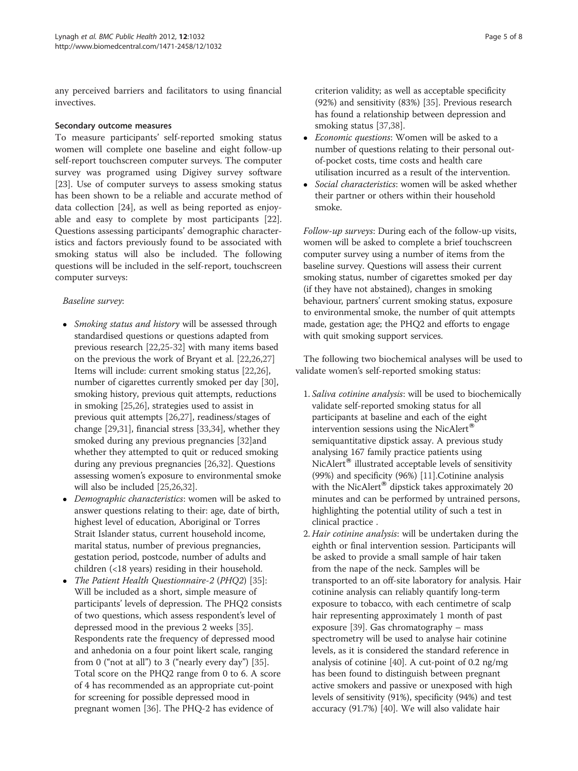any perceived barriers and facilitators to using financial invectives.

### Secondary outcome measures

To measure participants' self-reported smoking status women will complete one baseline and eight follow-up self-report touchscreen computer surveys. The computer survey was programed using Digivey survey software [23]. Use of computer surveys to assess smoking status has been shown to be a reliable and accurate method of data collection [24], as well as being reported as enjoyable and easy to complete by most participants [22]. Questions assessing participants' demographic characteristics and factors previously found to be associated with smoking status will also be included. The following questions will be included in the self-report, touchscreen computer surveys:

*Baseline survey*:

- *Smoking status and history* will be assessed through standardised questions or questions adapted from previous research [22,25-32] with many items based on the previous the work of Bryant et al. [22,26,27] Items will include: current smoking status [22,26], number of cigarettes currently smoked per day [30], smoking history, previous quit attempts, reductions in smoking [25,26], strategies used to assist in previous quit attempts [26,27], readiness/stages of change [29,31], financial stress [33,34], whether they smoked during any previous pregnancies [32]and whether they attempted to quit or reduced smoking during any previous pregnancies [26,32]. Questions assessing women's exposure to environmental smoke will also be included [25,26,32].
- *Demographic characteristics*: women will be asked to answer questions relating to their: age, date of birth, highest level of education, Aboriginal or Torres Strait Islander status, current household income, marital status, number of previous pregnancies, gestation period, postcode, number of adults and children (<18 years) residing in their household.
- *The Patient Health Questionnaire-2* (*PHQ2*) [35]: Will be included as a short, simple measure of participants' levels of depression. The PHQ2 consists of two questions, which assess respondent's level of depressed mood in the previous 2 weeks [35]. Respondents rate the frequency of depressed mood and anhedonia on a four point likert scale, ranging from 0 ("not at all") to 3 ("nearly every day") [35]. Total score on the PHQ2 range from 0 to 6. A score of 4 has recommended as an appropriate cut-point for screening for possible depressed mood in pregnant women [36]. The PHQ-2 has evidence of criterion validity; as well as acceptable specificity (92%) and sensitivity (83%) [35]. Previous research has found a relationship between depression and smoking status [37,38].
- *Economic questions*: Women will be asked to a number of questions relating to their personal out-of-pocket costs, time costs and health care utilisation incurred as a result of the intervention.
- *Social characteristics*: women will be asked whether their partner or others within their household smoke.

*Follow-up surveys*: During each of the follow-up visits, women will be asked to complete a brief touchscreen computer survey using a number of items from the baseline survey. Questions will assess their current smoking status, number of cigarettes smoked per day (if they have not abstained), changes in smoking behaviour, partners' current smoking status, exposure to environmental smoke, the number of quit attempts made, gestation age; the PHQ2 and efforts to engage with quit smoking support services.

The following two biochemical analyses will be used to validate women's self-reported smoking status:

1. *Saliva cotinine analysis*: will be used to biochemically validate self-reported smoking status for all participants at baseline and each of the eight intervention sessions using the NicAlert® semiquantitative dipstick assay. A previous study analysing 167 family practice patients using NicAlert® illustrated acceptable levels of sensitivity (99%) and specificity (96%) [11].Cotinine analysis with the NicAlert® dipstick takes approximately 20 minutes and can be performed by untrained persons, highlighting the potential utility of such a test in clinical practice .
2. *Hair cotinine analysis*: will be undertaken during the eighth or final intervention session. Participants will be asked to provide a small sample of hair taken from the nape of the neck. Samples will be transported to an off-site laboratory for analysis. Hair cotinine analysis can reliably quantify long-term exposure to tobacco, with each centimetre of scalp hair representing approximately 1 month of past exposure [39]. Gas chromatography – mass spectrometry will be used to analyse hair cotinine levels, as it is considered the standard reference in analysis of cotinine [40]. A cut-point of 0.2 ng/mg has been found to distinguish between pregnant active smokers and passive or unexposed with high levels of sensitivity (91%), specificity (94%) and test accuracy (91.7%) [40]. We will also validate hair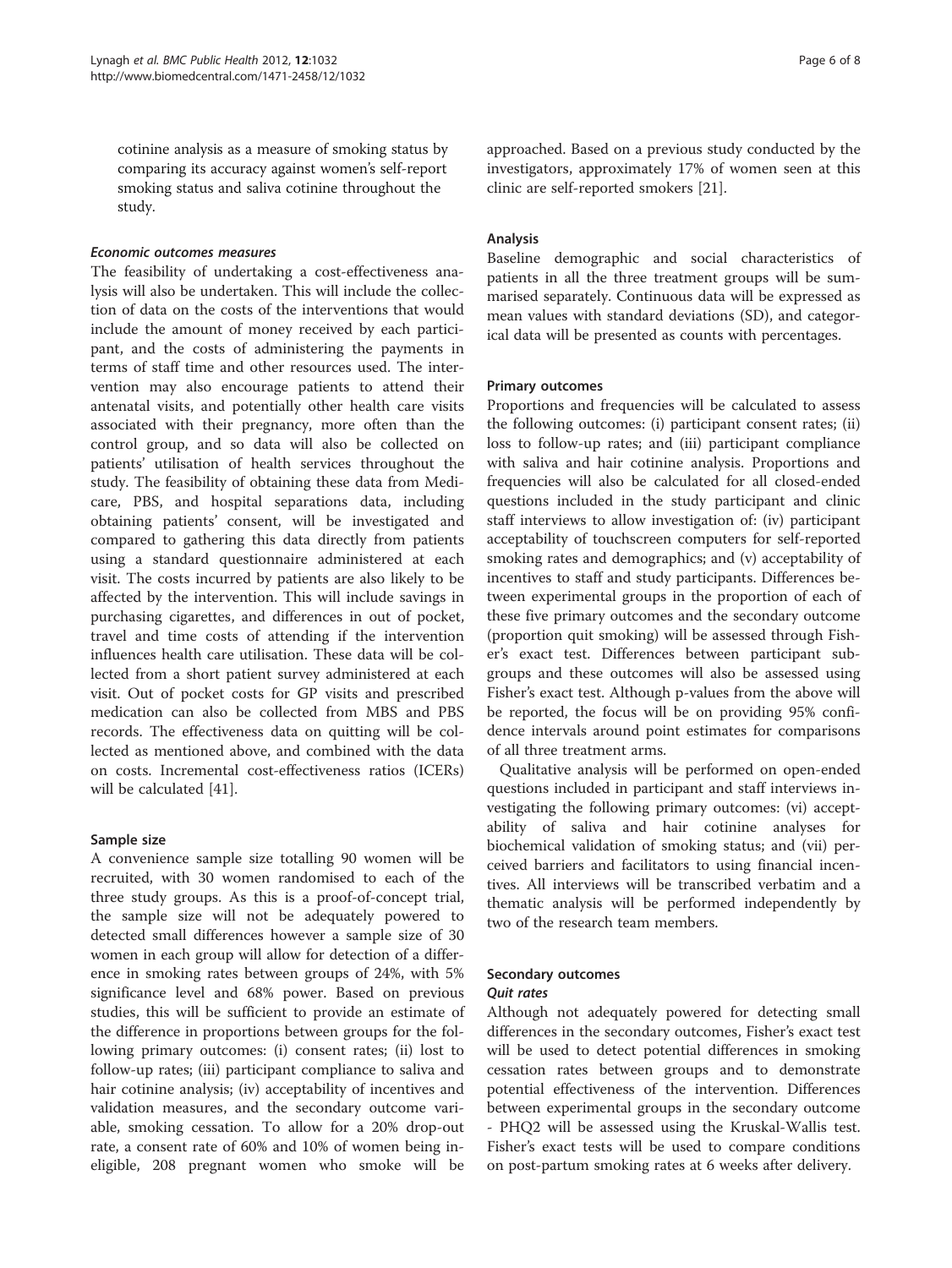cotinine analysis as a measure of smoking status by comparing its accuracy against women's self-report smoking status and saliva cotinine throughout the study.

#### *Economic outcomes measures*

The feasibility of undertaking a cost-effectiveness analysis will also be undertaken. This will include the collection of data on the costs of the interventions that would include the amount of money received by each participant, and the costs of administering the payments in terms of staff time and other resources used. The intervention may also encourage patients to attend their antenatal visits, and potentially other health care visits associated with their pregnancy, more often than the control group, and so data will also be collected on patients' utilisation of health services throughout the study. The feasibility of obtaining these data from Medicare, PBS, and hospital separations data, including obtaining patients' consent, will be investigated and compared to gathering this data directly from patients using a standard questionnaire administered at each visit. The costs incurred by patients are also likely to be affected by the intervention. This will include savings in purchasing cigarettes, and differences in out of pocket, travel and time costs of attending if the intervention influences health care utilisation. These data will be collected from a short patient survey administered at each visit. Out of pocket costs for GP visits and prescribed medication can also be collected from MBS and PBS records. The effectiveness data on quitting will be collected as mentioned above, and combined with the data on costs. Incremental cost-effectiveness ratios (ICERs) will be calculated [41].

### Sample size

A convenience sample size totalling 90 women will be recruited, with 30 women randomised to each of the three study groups. As this is a proof-of-concept trial, the sample size will not be adequately powered to detected small differences however a sample size of 30 women in each group will allow for detection of a difference in smoking rates between groups of 24%, with 5% significance level and 68% power. Based on previous studies, this will be sufficient to provide an estimate of the difference in proportions between groups for the following primary outcomes: (i) consent rates; (ii) lost to follow-up rates; (iii) participant compliance to saliva and hair cotinine analysis; (iv) acceptability of incentives and validation measures, and the secondary outcome variable, smoking cessation. To allow for a 20% drop-out rate, a consent rate of 60% and 10% of women being ineligible, 208 pregnant women who smoke will be approached. Based on a previous study conducted by the investigators, approximately 17% of women seen at this clinic are self-reported smokers [21].

### Analysis

Baseline demographic and social characteristics of patients in all the three treatment groups will be summarised separately. Continuous data will be expressed as mean values with standard deviations (SD), and categorical data will be presented as counts with percentages.

### Primary outcomes

Proportions and frequencies will be calculated to assess the following outcomes: (i) participant consent rates; (ii) loss to follow-up rates; and (iii) participant compliance with saliva and hair cotinine analysis. Proportions and frequencies will also be calculated for all closed-ended questions included in the study participant and clinic staff interviews to allow investigation of: (iv) participant acceptability of touchscreen computers for self-reported smoking rates and demographics; and (v) acceptability of incentives to staff and study participants. Differences between experimental groups in the proportion of each of these five primary outcomes and the secondary outcome (proportion quit smoking) will be assessed through Fisher's exact test. Differences between participant subgroups and these outcomes will also be assessed using Fisher's exact test. Although p-values from the above will be reported, the focus will be on providing 95% confidence intervals around point estimates for comparisons of all three treatment arms.

Qualitative analysis will be performed on open-ended questions included in participant and staff interviews investigating the following primary outcomes: (vi) acceptability of saliva and hair cotinine analyses for biochemical validation of smoking status; and (vii) perceived barriers and facilitators to using financial incentives. All interviews will be transcribed verbatim and a thematic analysis will be performed independently by two of the research team members.

### Secondary outcomes

#### *Quit rates*

Although not adequately powered for detecting small differences in the secondary outcomes, Fisher's exact test will be used to detect potential differences in smoking cessation rates between groups and to demonstrate potential effectiveness of the intervention. Differences between experimental groups in the secondary outcome - PHQ2 will be assessed using the Kruskal-Wallis test. Fisher's exact tests will be used to compare conditions on post-partum smoking rates at 6 weeks after delivery.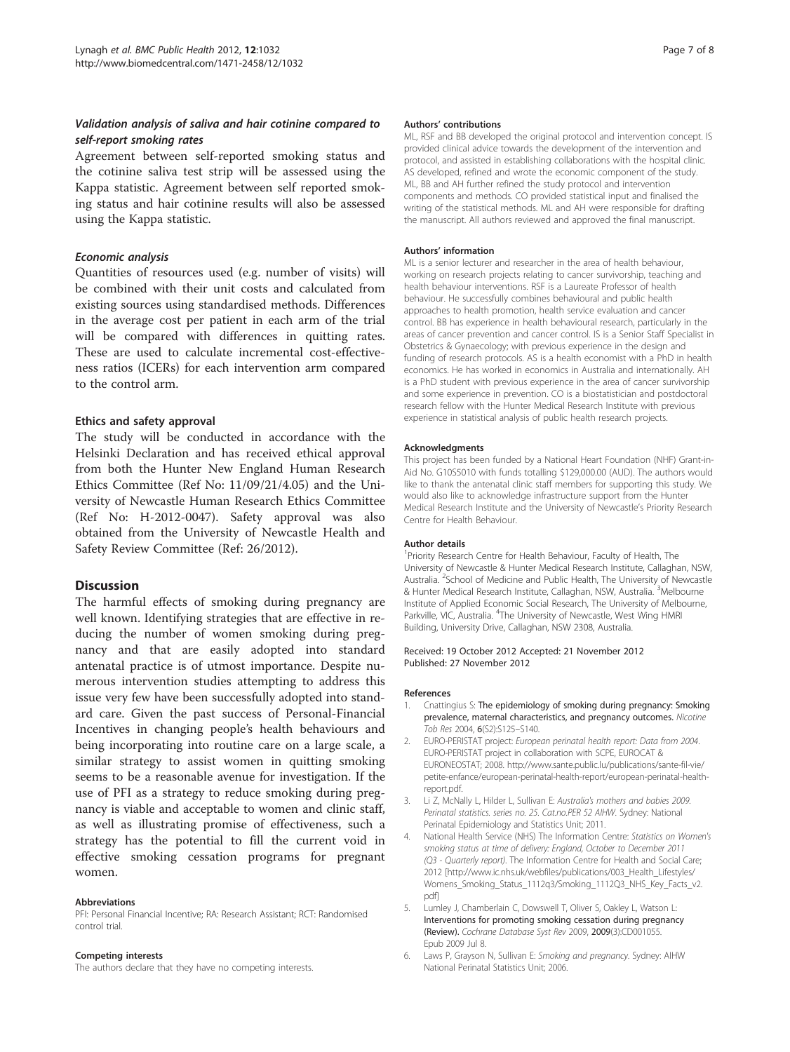### *Validation analysis of saliva and hair cotinine compared to self-report smoking rates*

Agreement between self-reported smoking status and the cotinine saliva test strip will be assessed using the Kappa statistic. Agreement between self reported smoking status and hair cotinine results will also be assessed using the Kappa statistic.

### *Economic analysis*

Quantities of resources used (e.g. number of visits) will be combined with their unit costs and calculated from existing sources using standardised methods. Differences in the average cost per patient in each arm of the trial will be compared with differences in quitting rates. These are used to calculate incremental cost-effectiveness ratios (ICERs) for each intervention arm compared to the control arm.

### Ethics and safety approval

The study will be conducted in accordance with the Helsinki Declaration and has received ethical approval from both the Hunter New England Human Research Ethics Committee (Ref No: 11/09/21/4.05) and the University of Newcastle Human Research Ethics Committee (Ref No: H-2012-0047). Safety approval was also obtained from the University of Newcastle Health and Safety Review Committee (Ref: 26/2012).

## Discussion

The harmful effects of smoking during pregnancy are well known. Identifying strategies that are effective in reducing the number of women smoking during pregnancy and that are easily adopted into standard antenatal practice is of utmost importance. Despite numerous intervention studies attempting to address this issue very few have been successfully adopted into standard care. Given the past success of Personal-Financial Incentives in changing people's health behaviours and being incorporating into routine care on a large scale, a similar strategy to assist women in quitting smoking seems to be a reasonable avenue for investigation. If the use of PFI as a strategy to reduce smoking during pregnancy is viable and acceptable to women and clinic staff, as well as illustrating promise of effectiveness, such a strategy has the potential to fill the current void in effective smoking cessation programs for pregnant women.

#### Abbreviations

PFI: Personal Financial Incentive; RA: Research Assistant; RCT: Randomised control trial.

#### Competing interests

The authors declare that they have no competing interests.

#### Authors' contributions

ML, RSF and BB developed the original protocol and intervention concept. IS provided clinical advice towards the development of the intervention and protocol, and assisted in establishing collaborations with the hospital clinic. AS developed, refined and wrote the economic component of the study. ML, BB and AH further refined the study protocol and intervention components and methods. CO provided statistical input and finalised the writing of the statistical methods. ML and AH were responsible for drafting the manuscript. All authors reviewed and approved the final manuscript.

#### Authors' information

ML is a senior lecturer and researcher in the area of health behaviour, working on research projects relating to cancer survivorship, teaching and health behaviour interventions. RSF is a Laureate Professor of health behaviour. He successfully combines behavioural and public health approaches to health promotion, health service evaluation and cancer control. BB has experience in health behavioural research, particularly in the areas of cancer prevention and cancer control. IS is a Senior Staff Specialist in Obstetrics & Gynaecology; with previous experience in the design and funding of research protocols. AS is a health economist with a PhD in health economics. He has worked in economics in Australia and internationally. AH is a PhD student with previous experience in the area of cancer survivorship and some experience in prevention. CO is a biostatistician and postdoctoral research fellow with the Hunter Medical Research Institute with previous experience in statistical analysis of public health research projects.

#### Acknowledgments

This project has been funded by a National Heart Foundation (NHF) Grant-in-Aid No. G10S5010 with funds totalling $129,000.00 (AUD). The authors would like to thank the antenatal clinic staff members for supporting this study. We would also like to acknowledge infrastructure support from the Hunter Medical Research Institute and the University of Newcastle's Priority Research Centre for Health Behaviour.

#### Author details

[1]Priority Research Centre for Health Behaviour, Faculty of Health, The University of Newcastle & Hunter Medical Research Institute, Callaghan, NSW, Australia. [2]School of Medicine and Public Health, The University of Newcastle & Hunter Medical Research Institute, Callaghan, NSW, Australia. [3]Melbourne Institute of Applied Economic Social Research, The University of Melbourne, Parkville, VIC, Australia. [4]The University of Newcastle, West Wing HMRI Building, University Drive, Callaghan, NSW 2308, Australia.

Received: 19 October 2012 Accepted: 21 November 2012
Published: 27 November 2012

#### References

1. Cnattingius S: **The epidemiology of smoking during pregnancy: Smoking prevalence, maternal characteristics, and pregnancy outcomes.** *Nicotine Tob Res* 2004, **6**(S2):S125–S140.
2. EURO-PERISTAT project: *European perinatal health report: Data from 2004.* EURO-PERISTAT project in collaboration with SCPE, EUROCAT & EURONEOSTAT; 2008. http://www.sante.public.lu/publications/sante-fil-vie/petite-enfance/european-perinatal-health-report/european-perinatal-health-report.pdf.
3. Li Z, McNally L, Hilder L, Sullivan E: *Australia's mothers and babies 2009. Perinatal statistics. series no. 25. Cat.no.PER 52 AIHW.* Sydney: National Perinatal Epidemiology and Statistics Unit; 2011.
4. National Health Service (NHS) The Information Centre: *Statistics on Women's smoking status at time of delivery: England, October to December 2011 (Q3 - Quarterly report).* The Information Centre for Health and Social Care; 2012 [http://www.ic.nhs.uk/webfiles/publications/003_Health_Lifestyles/Womens_Smoking_Status_1112q3/Smoking_1112Q3_NHS_Key_Facts_v2.pdf]
5. Lumley J, Chamberlain C, Dowswell T, Oliver S, Oakley L, Watson L: **Interventions for promoting smoking cessation during pregnancy (Review).** *Cochrane Database Syst Rev* 2009, **2009**(3):CD001055. Epub 2009 Jul 8.
6. Laws P, Grayson N, Sullivan E: *Smoking and pregnancy.* Sydney: AIHW National Perinatal Statistics Unit; 2006.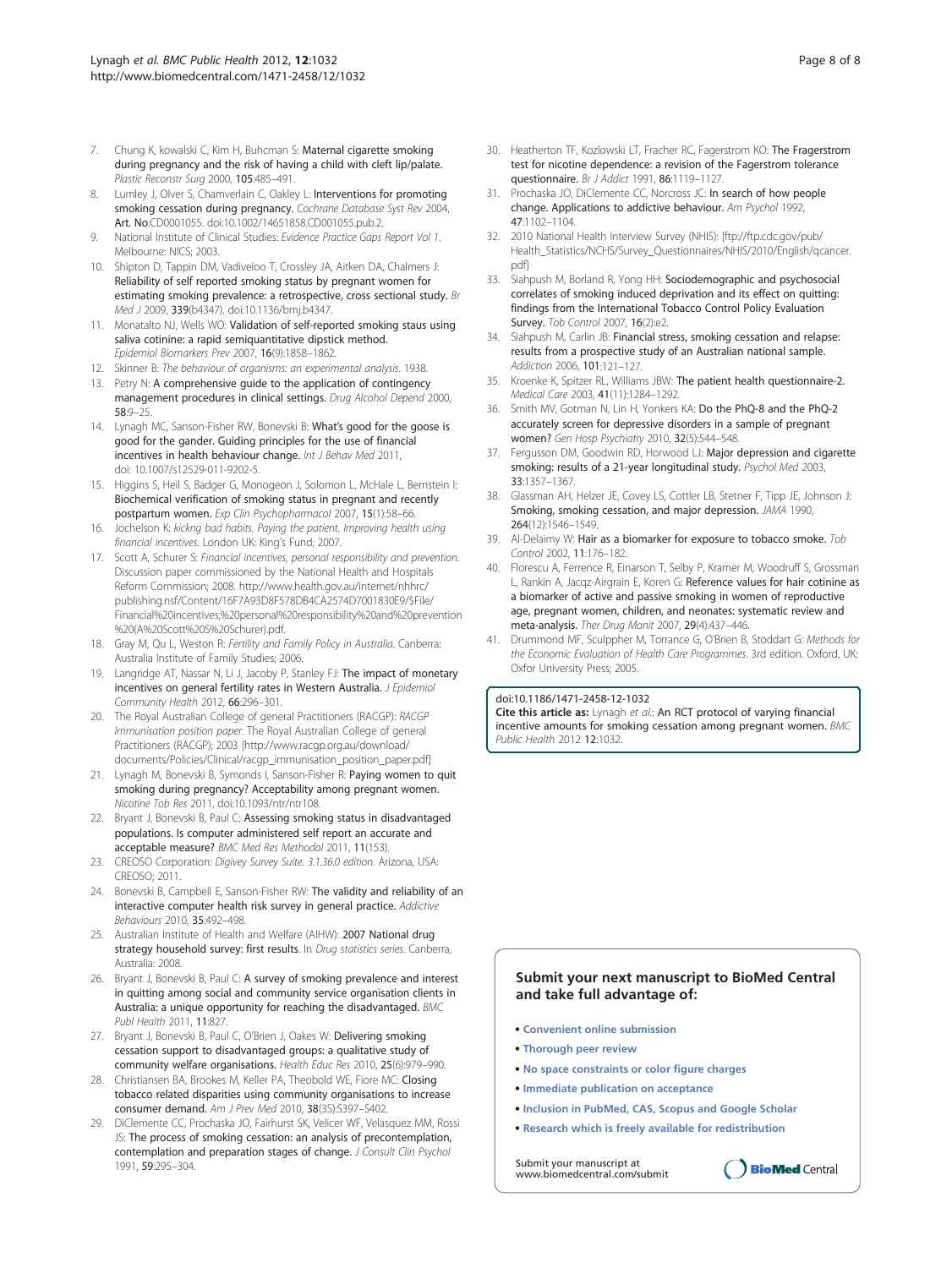7. Chung K, kowalski C, Kim H, Buhcman S: **Maternal cigarette smoking during pregnancy and the risk of having a child with cleft lip/palate.** *Plastic Reconstr Surg* 2000, **105**:485–491.
8. Lumley J, Olver S, Chamverlain C, Oakley L: **Interventions for promoting smoking cessation during pregnancy.** *Cochrane Database Syst Rev* 2004, **Art. No**:CD0001055. doi:10.1002/14651858.CD001055.pub.2.
9. National Institute of Clinical Studies: *Evidence Practice Gaps Report Vol 1*. Melbourne: NICS; 2003.
10. Shipton D, Tappin DM, Vadiveloo T, Crossley JA, Aitken DA, Chalmers J: **Reliability of self reported smoking status by pregnant women for estimating smoking prevalence: a retrospective, cross sectional study.** *Br Med J* 2009, **339**(b4347). doi:10.1136/bmj.b4347.
11. Monatalto NJ, Wells WO: **Validation of self-reported smoking staus using saliva cotinine: a rapid semiquantitative dipstick method.** *Epidemiol Biomarkers Prev* 2007, **16**(9):1858–1862.
12. Skinner B: *The behaviour of organisms: an experimental analysis*. 1938.
13. Petry N: **A comprehensive guide to the application of contingency management procedures in clinical settings.** *Drug Alcohol Depend* 2000, **58**:9–25.
14. Lynagh MC, Sanson-Fisher RW, Bonevski B: **What's good for the goose is good for the gander. Guiding principles for the use of financial incentives in health behaviour change.** *Int J Behav Med* 2011, doi: 10.1007/s12529-011-9202-5.
15. Higgins S, Heil S, Badger G, Monogeon J, Solomon L, McHale L, Bernstein I: **Biochemical verification of smoking status in pregnant and recently postpartum women.** *Exp Clin Psychopharmacol* 2007, **15**(1):58–66.
16. Jochelson K: *kickng bad habits. Paying the patient. Improving health using financial incentives*. London UK: King's Fund; 2007.
17. Scott A, Schurer S: *Financial incentives, personal responsibility and prevention*. Discussion paper commissioned by the National Health and Hospitals Reform Commission; 2008. http://www.health.gov.au/internet/nhhrc/publishing.nsf/Content/16F7A93D8F578DB4CA2574D7001830E9/$File/Financial%20incentives,%20personal%20responsibility%20and%20prevention%20(A%20Scott%20S%20Schurer).pdf.
18. Gray M, Qu L, Weston R: *Fertility and Family Policy in Australia*. Canberra: Australia Institute of Family Studies; 2006.
19. Langridge AT, Nassar N, Li J, Jacoby P, Stanley FJ: **The impact of monetary incentives on general fertility rates in Western Australia.** *J Epidemiol Community Health* 2012, **66**:296–301.
20. The Royal Australian College of general Practitioners (RACGP): *RACGP Immunisation position paper*. The Royal Australian College of general Practitioners (RACGP); 2003 [http://www.racgp.org.au/download/documents/Policies/Clinical/racgp_immunisation_position_paper.pdf]
21. Lynagh M, Bonevski B, Symonds I, Sanson-Fisher R: **Paying women to quit smoking during pregnancy? Acceptability among pregnant women.** *Nicotine Tob Res* 2011, doi:10.1093/ntr/ntr108.
22. Bryant J, Bonevski B, Paul C: **Assessing smoking status in disadvantaged populations. Is computer administered self report an accurate and acceptable measure?** *BMC Med Res Methodol* 2011, **11**(153).
23. CREOSO Corporation: *Digivey Survey Suite. 3.1.36.0 edition*. Arizona, USA: CREOSO; 2011.
24. Bonevski B, Campbell E, Sanson-Fisher RW: **The validity and reliability of an interactive computer health risk survey in general practice.** *Addictive Behaviours* 2010, **35**:492–498.
25. Australian Institute of Health and Welfare (AIHW): **2007 National drug strategy household survey: first results**. In *Drug statistics series*. Canberra, Australia: 2008.
26. Bryant J, Bonevski B, Paul C: **A survey of smoking prevalence and interest in quitting among social and community service organisation clients in Australia: a unique opportunity for reaching the disadvantaged.** *BMC Publ Health* 2011, **11**:827.
27. Bryant J, Bonevski B, Paul C, O'Brien J, Oakes W: **Delivering smoking cessation support to disadvantaged groups: a qualitative study of community welfare organisations.** *Health Educ Res* 2010, **25**(6):979–990.
28. Christiansen BA, Brookes M, Keller PA, Theobold WE, Fiore MC: **Closing tobacco related disparities using community organisations to increase consumer demand.** *Am J Prev Med* 2010, **38**(3S):S397–S402.
29. DiClemente CC, Prochaska JO, Fairhurst SK, Velicer WF, Velasquez MM, Rossi JS: **The process of smoking cessation: an analysis of precontemplation, contemplation and preparation stages of change.** *J Consult Clin Psychol* 1991, **59**:295–304.
30. Heatherton TF, Kozlowski LT, Fracher RC, Fagerstrom KO: **The Fragerstrom test for nicotine dependence: a revision of the Fagerstrom tolerance questionnaire.** *Br J Addict* 1991, **86**:1119–1127.
31. Prochaska JO, DiClemente CC, Norcross JC: **In search of how people change. Applications to addictive behaviour.** *Am Psychol* 1992, **47**:1102–1104.
32. 2010 National Health Interview Survey (NHIS): [ftp://ftp.cdc.gov/pub/Health_Statistics/NCHS/Survey_Questionnaires/NHIS/2010/English/qcancer.pdf]
33. Siahpush M, Borland R, Yong HH: **Sociodemographic and psychosocial correlates of smoking induced deprivation and its effect on quitting: findings from the International Tobacco Control Policy Evaluation Survey.** *Tob Control* 2007, **16**(2):e2.
34. Siahpush M, Carlin JB: **Financial stress, smoking cessation and relapse: results from a prospective study of an Australian national sample.** *Addiction* 2006, **101**:121–127.
35. Kroenke K, Spitzer RL, Williams JBW: **The patient health questionnaire-2.** *Medical Care* 2003, **41**(11):1284–1292.
36. Smith MV, Gotman N, Lin H, Yonkers KA: **Do the PhQ-8 and the PhQ-2 accurately screen for depressive disorders in a sample of pregnant women?** *Gen Hosp Psychiatry* 2010, **32**(5):544–548.
37. Fergusson DM, Goodwin RD, Horwood LJ: **Major depression and cigarette smoking: results of a 21-year longitudinal study.** *Psychol Med* 2003, **33**:1357–1367.
38. Glassman AH, Helzer JE, Covey LS, Cottler LB, Stetner F, Tipp JE, Johnson J: **Smoking, smoking cessation, and major depression.** *JAMA* 1990, **264**(12):1546–1549.
39. Al-Delaimy W: **Hair as a biomarker for exposure to tobacco smoke.** *Tob Control* 2002, **11**:176–182.
40. Florescu A, Ferrence R, Einarson T, Selby P, Kramer M, Woodruff S, Grossman L, Rankin A, Jacqz-Airgrain E, Koren G: **Reference values for hair cotinine as a biomarker of active and passive smoking in women of reproductive age, pregnant women, children, and neonates: systematic review and meta-analysis.** *Ther Drug Monit* 2007, **29**(4):437–446.
41. Drummond MF, Sculppher M, Torrance G, O'Brien B, Stoddart G: *Methods for the Economic Evaluation of Health Care Programmes*. 3rd edition. Oxford, UK: Oxfor University Press; 2005.

doi:10.1186/1471-2458-12-1032

**Cite this article as:** Lynagh *et al.*: An RCT protocol of varying financial incentive amounts for smoking cessation among pregnant women. *BMC Public Health* 2012 **12**:1032.

**Submit your next manuscript to BioMed Central and take full advantage of:**

- **Convenient online submission**
- **Thorough peer review**
- **No space constraints or color figure charges**
- **Immediate publication on acceptance**
- **Inclusion in PubMed, CAS, Scopus and Google Scholar**
- **Research which is freely available for redistribution**

Submit your manuscript at www.biomedcentral.com/submit

BioMed Central